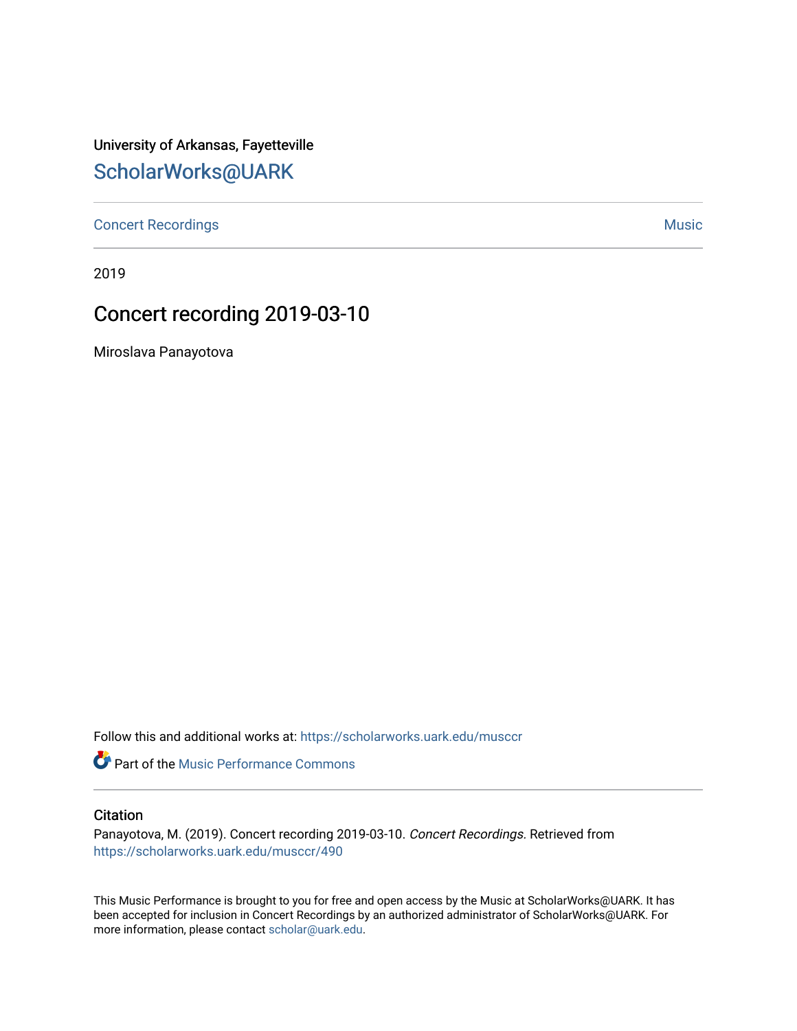University of Arkansas, Fayetteville

# ScholarWorks@UARK

Concert Recordings | Music

2019

## Concert recording 2019-03-10

Miroslava Panayotova

Follow this and additional works at: https://scholarworks.uark.edu/musccr

Part of the Music Performance Commons

### Citation

Panayotova, M. (2019). Concert recording 2019-03-10. *Concert Recordings.* Retrieved from https://scholarworks.uark.edu/musccr/490

This Music Performance is brought to you for free and open access by the Music at ScholarWorks@UARK. It has been accepted for inclusion in Concert Recordings by an authorized administrator of ScholarWorks@UARK. For more information, please contact scholar@uark.edu.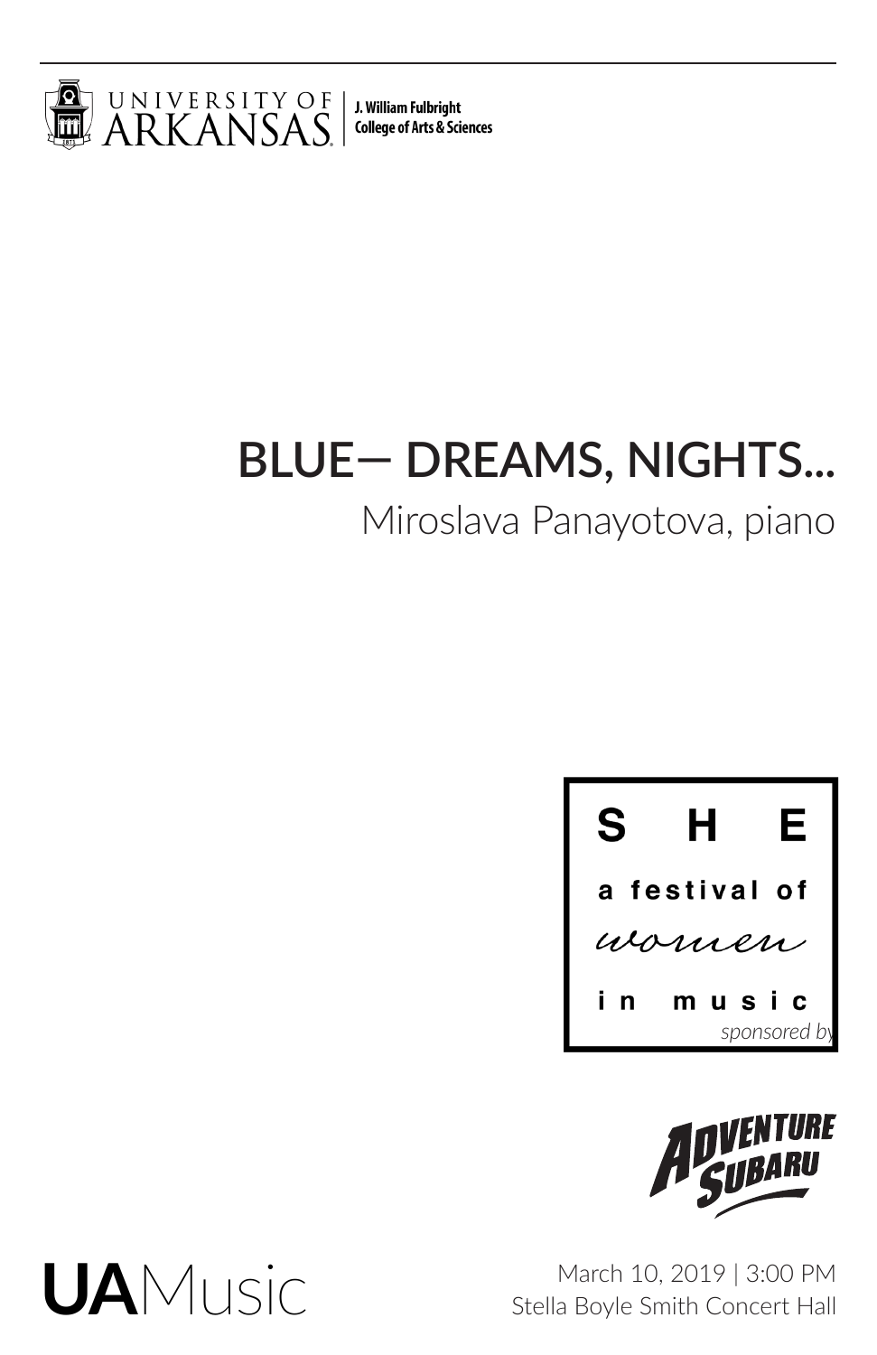UNIVERSITY OF ARKANSAS | J. William Fulbright College of Arts & Sciences

# BLUE— DREAMS, NIGHTS...

Miroslava Panayotova, piano

S H E

a festival of women in music

*sponsored by*

Adventure Subaru

UAMusic

March 10, 2019 | 3:00 PM
Stella Boyle Smith Concert Hall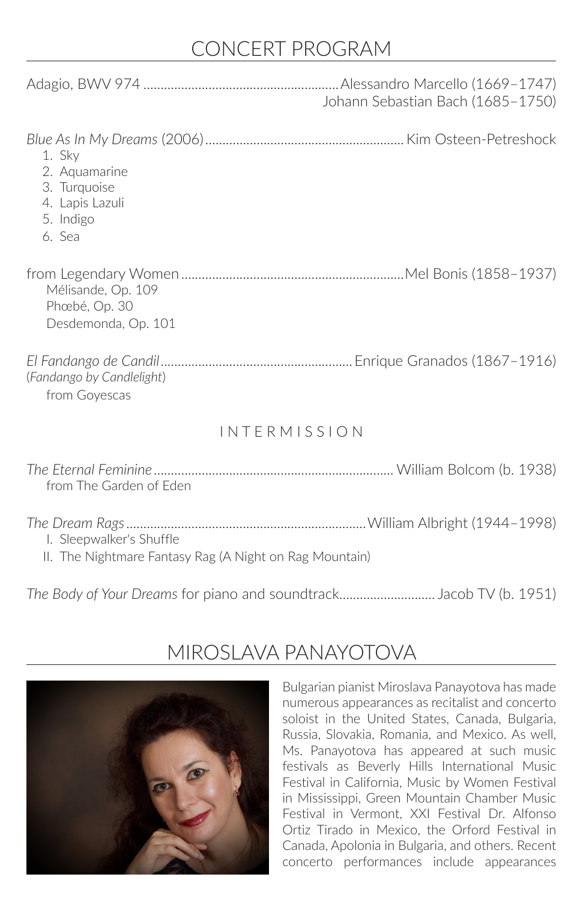# CONCERT PROGRAM

Adagio, BWV 974 ......................................................... Alessandro Marcello (1669–1747)
Johann Sebastian Bach (1685–1750)

*Blue As In My Dreams* (2006) .......................................................... Kim Osteen-Petreshock

1. Sky
2. Aquamarine
3. Turquoise
4. Lapis Lazuli
5. Indigo
6. Sea

from Legendary Women ................................................................. Mel Bonis (1858–1937)

Mélisande, Op. 109
Phœbé, Op. 30
Desdemonda, Op. 101

*El Fandango de Candil* ....................................................... Enrique Granados (1867–1916)
(*Fandango by Candlelight*)
from Goyescas

INTERMISSION

*The Eternal Feminine* ..................................................................... William Bolcom (b. 1938)
from The Garden of Eden

*The Dream Rags* ..................................................................... William Albright (1944–1998)

I. Sleepwalker's Shuffle
II. The Nightmare Fantasy Rag (A Night on Rag Mountain)

*The Body of Your Dreams* for piano and soundtrack ............................ Jacob TV (b. 1951)

# MIROSLAVA PANAYOTOVA

Bulgarian pianist Miroslava Panayotova has made numerous appearances as recitalist and concerto soloist in the United States, Canada, Bulgaria, Russia, Slovakia, Romania, and Mexico. As well, Ms. Panayotova has appeared at such music festivals as Beverly Hills International Music Festival in California, Music by Women Festival in Mississippi, Green Mountain Chamber Music Festival in Vermont, XXI Festival Dr. Alfonso Ortiz Tirado in Mexico, the Orford Festival in Canada, Apolonia in Bulgaria, and others. Recent concerto performances include appearances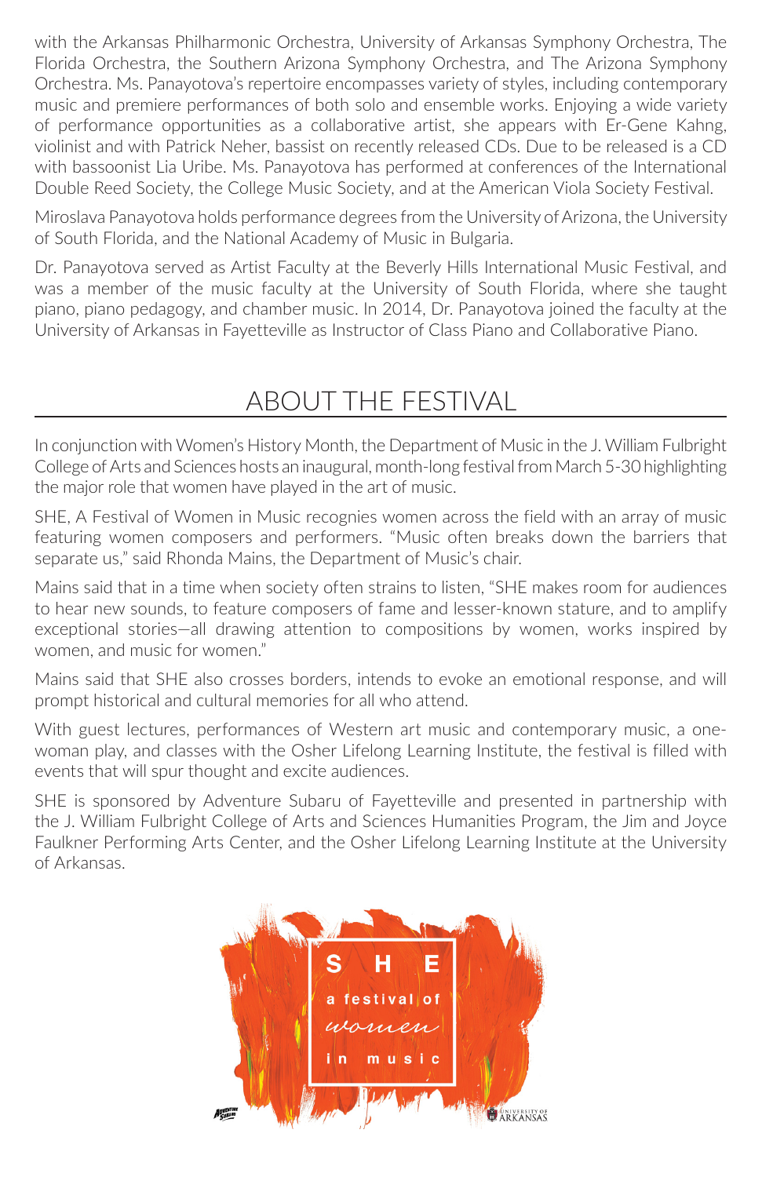with the Arkansas Philharmonic Orchestra, University of Arkansas Symphony Orchestra, The Florida Orchestra, the Southern Arizona Symphony Orchestra, and The Arizona Symphony Orchestra. Ms. Panayotova's repertoire encompasses variety of styles, including contemporary music and premiere performances of both solo and ensemble works. Enjoying a wide variety of performance opportunities as a collaborative artist, she appears with Er-Gene Kahng, violinist and with Patrick Neher, bassist on recently released CDs. Due to be released is a CD with bassoonist Lia Uribe. Ms. Panayotova has performed at conferences of the International Double Reed Society, the College Music Society, and at the American Viola Society Festival.

Miroslava Panayotova holds performance degrees from the University of Arizona, the University of South Florida, and the National Academy of Music in Bulgaria.

Dr. Panayotova served as Artist Faculty at the Beverly Hills International Music Festival, and was a member of the music faculty at the University of South Florida, where she taught piano, piano pedagogy, and chamber music. In 2014, Dr. Panayotova joined the faculty at the University of Arkansas in Fayetteville as Instructor of Class Piano and Collaborative Piano.

## ABOUT THE FESTIVAL

In conjunction with Women's History Month, the Department of Music in the J. William Fulbright College of Arts and Sciences hosts an inaugural, month-long festival from March 5-30 highlighting the major role that women have played in the art of music.

SHE, A Festival of Women in Music recognies women across the field with an array of music featuring women composers and performers. "Music often breaks down the barriers that separate us," said Rhonda Mains, the Department of Music's chair.

Mains said that in a time when society often strains to listen, "SHE makes room for audiences to hear new sounds, to feature composers of fame and lesser-known stature, and to amplify exceptional stories—all drawing attention to compositions by women, works inspired by women, and music for women."

Mains said that SHE also crosses borders, intends to evoke an emotional response, and will prompt historical and cultural memories for all who attend.

With guest lectures, performances of Western art music and contemporary music, a one-woman play, and classes with the Osher Lifelong Learning Institute, the festival is filled with events that will spur thought and excite audiences.

SHE is sponsored by Adventure Subaru of Fayetteville and presented in partnership with the J. William Fulbright College of Arts and Sciences Humanities Program, the Jim and Joyce Faulkner Performing Arts Center, and the Osher Lifelong Learning Institute at the University of Arkansas.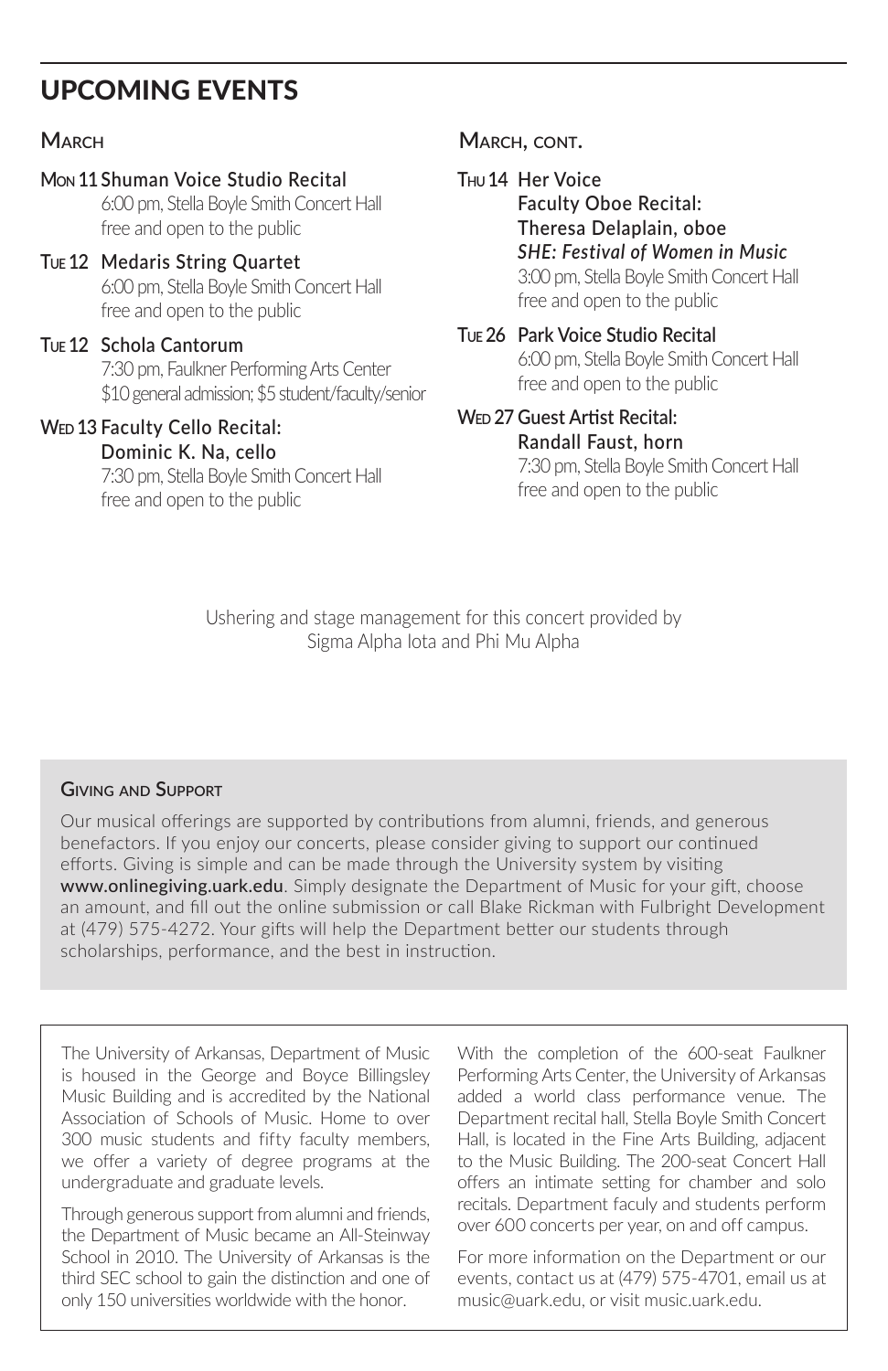## UPCOMING EVENTS

### March

**Mon 11 Shuman Voice Studio Recital**
6:00 pm, Stella Boyle Smith Concert Hall
free and open to the public

**Tue 12 Medaris String Quartet**
6:00 pm, Stella Boyle Smith Concert Hall
free and open to the public

**Tue 12 Schola Cantorum**
7:30 pm, Faulkner Performing Arts Center
$10 general admission; $5 student/faculty/senior

**Wed 13 Faculty Cello Recital: Dominic K. Na, cello**
7:30 pm, Stella Boyle Smith Concert Hall
free and open to the public

### March, cont.

**Thu 14 Her Voice**
**Faculty Oboe Recital: Theresa Delaplain, oboe**
***SHE: Festival of Women in Music***
3:00 pm, Stella Boyle Smith Concert Hall
free and open to the public

**Tue 26 Park Voice Studio Recital**
6:00 pm, Stella Boyle Smith Concert Hall
free and open to the public

**Wed 27 Guest Artist Recital: Randall Faust, horn**
7:30 pm, Stella Boyle Smith Concert Hall
free and open to the public

Ushering and stage management for this concert provided by
Sigma Alpha Iota and Phi Mu Alpha

### Giving and Support

Our musical offerings are supported by contributions from alumni, friends, and generous benefactors. If you enjoy our concerts, please consider giving to support our continued efforts. Giving is simple and can be made through the University system by visiting **www.onlinegiving.uark.edu**. Simply designate the Department of Music for your gift, choose an amount, and fill out the online submission or call Blake Rickman with Fulbright Development at (479) 575-4272. Your gifts will help the Department better our students through scholarships, performance, and the best in instruction.

The University of Arkansas, Department of Music is housed in the George and Boyce Billingsley Music Building and is accredited by the National Association of Schools of Music. Home to over 300 music students and fifty faculty members, we offer a variety of degree programs at the undergraduate and graduate levels.

Through generous support from alumni and friends, the Department of Music became an All-Steinway School in 2010. The University of Arkansas is the third SEC school to gain the distinction and one of only 150 universities worldwide with the honor.

With the completion of the 600-seat Faulkner Performing Arts Center, the University of Arkansas added a world class performance venue. The Department recital hall, Stella Boyle Smith Concert Hall, is located in the Fine Arts Building, adjacent to the Music Building. The 200-seat Concert Hall offers an intimate setting for chamber and solo recitals. Department faculy and students perform over 600 concerts per year, on and off campus.

For more information on the Department or our events, contact us at (479) 575-4701, email us at music@uark.edu, or visit music.uark.edu.